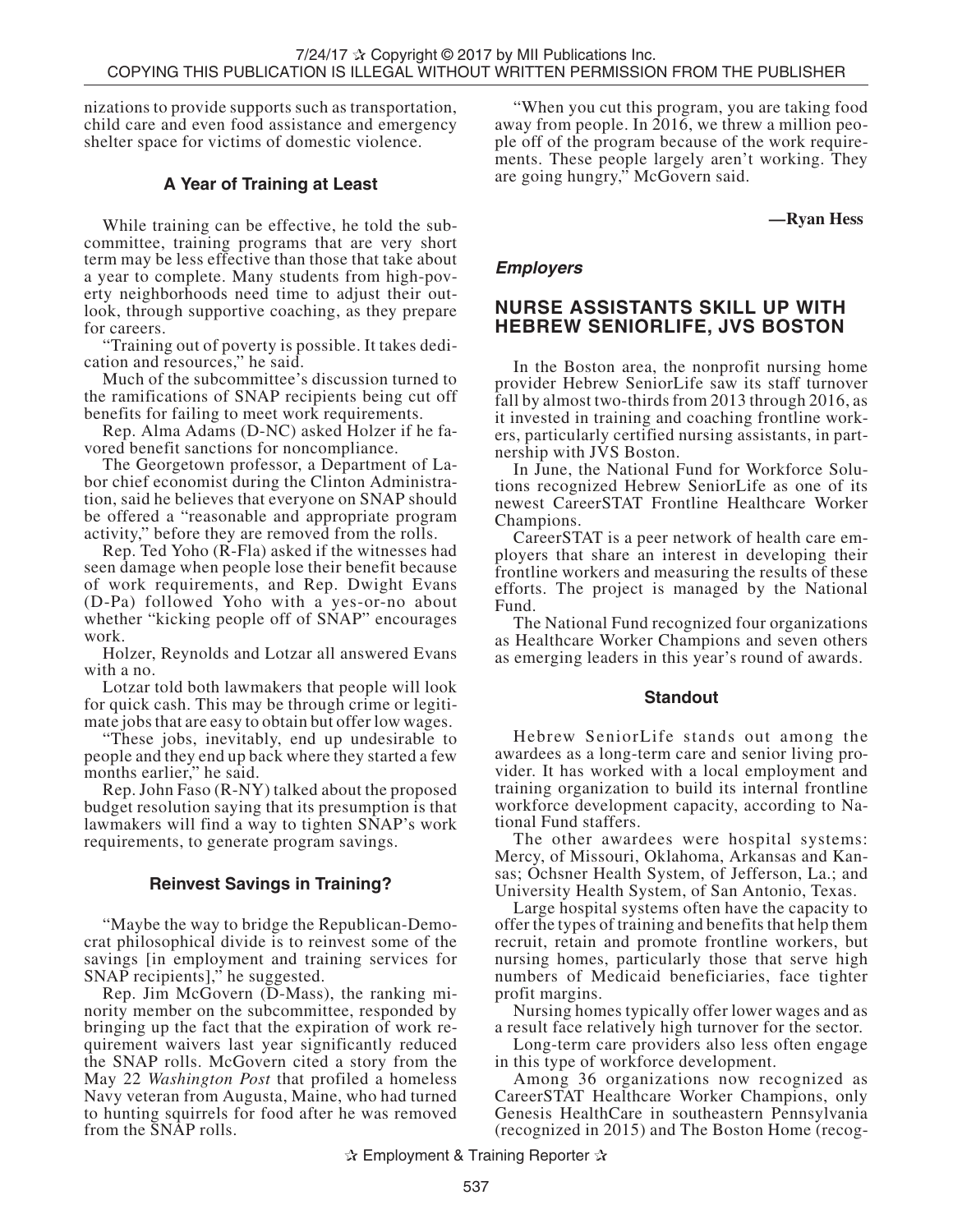nizations to provide supports such as transportation, child care and even food assistance and emergency shelter space for victims of domestic violence.

### A Year of Training at Least

While training can be effective, he told the subcommittee, training programs that are very short term may be less effective than those that take about a year to complete. Many students from high-poverty neighborhoods need time to adjust their outlook, through supportive coaching, as they prepare for careers.

"Training out of poverty is possible. It takes dedication and resources," he said.

Much of the subcommittee's discussion turned to the ramifications of SNAP recipients being cut off benefits for failing to meet work requirements.

Rep. Alma Adams (D-NC) asked Holzer if he favored benefit sanctions for noncompliance.

The Georgetown professor, a Department of Labor chief economist during the Clinton Administration, said he believes that everyone on SNAP should be offered a "reasonable and appropriate program activity," before they are removed from the rolls.

Rep. Ted Yoho (R-Fla) asked if the witnesses had seen damage when people lose their benefit because of work requirements, and Rep. Dwight Evans (D-Pa) followed Yoho with a yes-or-no about whether "kicking people off of SNAP" encourages work.

Holzer, Reynolds and Lotzar all answered Evans with a no.

Lotzar told both lawmakers that people will look for quick cash. This may be through crime or legitimate jobs that are easy to obtain but offer low wages.

"These jobs, inevitably, end up undesirable to people and they end up back where they started a few months earlier," he said.

Rep. John Faso (R-NY) talked about the proposed budget resolution saying that its presumption is that lawmakers will find a way to tighten SNAP's work requirements, to generate program savings.

### Reinvest Savings in Training?

"Maybe the way to bridge the Republican-Democrat philosophical divide is to reinvest some of the savings [in employment and training services for SNAP recipients]," he suggested.

Rep. Jim McGovern (D-Mass), the ranking minority member on the subcommittee, responded by bringing up the fact that the expiration of work requirement waivers last year significantly reduced the SNAP rolls. McGovern cited a story from the May 22 *Washington Post* that profiled a homeless Navy veteran from Augusta, Maine, who had turned to hunting squirrels for food after he was removed from the SNAP rolls.

"When you cut this program, you are taking food away from people. In 2016, we threw a million people off of the program because of the work requirements. These people largely aren't working. They are going hungry," McGovern said.

**—Ryan Hess**

***Employers***

## NURSE ASSISTANTS SKILL UP WITH HEBREW SENIORLIFE, JVS BOSTON

In the Boston area, the nonprofit nursing home provider Hebrew SeniorLife saw its staff turnover fall by almost two-thirds from 2013 through 2016, as it invested in training and coaching frontline workers, particularly certified nursing assistants, in partnership with JVS Boston.

In June, the National Fund for Workforce Solutions recognized Hebrew SeniorLife as one of its newest CareerSTAT Frontline Healthcare Worker Champions.

CareerSTAT is a peer network of health care employers that share an interest in developing their frontline workers and measuring the results of these efforts. The project is managed by the National Fund.

The National Fund recognized four organizations as Healthcare Worker Champions and seven others as emerging leaders in this year's round of awards.

### Standout

Hebrew SeniorLife stands out among the awardees as a long-term care and senior living provider. It has worked with a local employment and training organization to build its internal frontline workforce development capacity, according to National Fund staffers.

The other awardees were hospital systems: Mercy, of Missouri, Oklahoma, Arkansas and Kansas; Ochsner Health System, of Jefferson, La.; and University Health System, of San Antonio, Texas.

Large hospital systems often have the capacity to offer the types of training and benefits that help them recruit, retain and promote frontline workers, but nursing homes, particularly those that serve high numbers of Medicaid beneficiaries, face tighter profit margins.

Nursing homes typically offer lower wages and as a result face relatively high turnover for the sector.

Long-term care providers also less often engage in this type of workforce development.

Among 36 organizations now recognized as CareerSTAT Healthcare Worker Champions, only Genesis HealthCare in southeastern Pennsylvania (recognized in 2015) and The Boston Home (recog-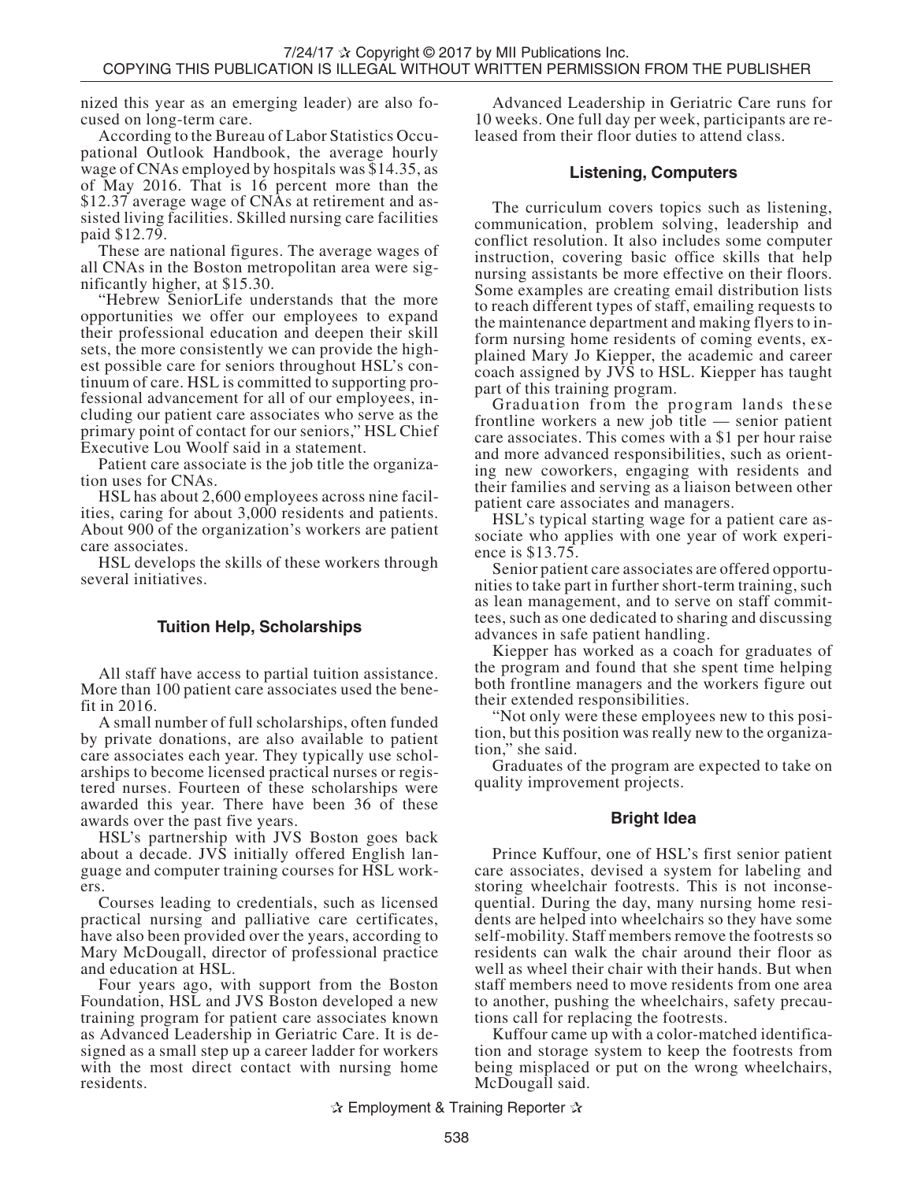nized this year as an emerging leader) are also focused on long-term care.

According to the Bureau of Labor Statistics Occupational Outlook Handbook, the average hourly wage of CNAs employed by hospitals was $14.35, as of May 2016. That is 16 percent more than the $12.37 average wage of CNAs at retirement and assisted living facilities. Skilled nursing care facilities paid $12.79.

These are national figures. The average wages of all CNAs in the Boston metropolitan area were significantly higher, at $15.30.

"Hebrew SeniorLife understands that the more opportunities we offer our employees to expand their professional education and deepen their skill sets, the more consistently we can provide the highest possible care for seniors throughout HSL's continuum of care. HSL is committed to supporting professional advancement for all of our employees, including our patient care associates who serve as the primary point of contact for our seniors," HSL Chief Executive Lou Woolf said in a statement.

Patient care associate is the job title the organization uses for CNAs.

HSL has about 2,600 employees across nine facilities, caring for about 3,000 residents and patients. About 900 of the organization's workers are patient care associates.

HSL develops the skills of these workers through several initiatives.

### Tuition Help, Scholarships

All staff have access to partial tuition assistance. More than 100 patient care associates used the benefit in 2016.

A small number of full scholarships, often funded by private donations, are also available to patient care associates each year. They typically use scholarships to become licensed practical nurses or registered nurses. Fourteen of these scholarships were awarded this year. There have been 36 of these awards over the past five years.

HSL's partnership with JVS Boston goes back about a decade. JVS initially offered English language and computer training courses for HSL workers.

Courses leading to credentials, such as licensed practical nursing and palliative care certificates, have also been provided over the years, according to Mary McDougall, director of professional practice and education at HSL.

Four years ago, with support from the Boston Foundation, HSL and JVS Boston developed a new training program for patient care associates known as Advanced Leadership in Geriatric Care. It is designed as a small step up a career ladder for workers with the most direct contact with nursing home residents.

Advanced Leadership in Geriatric Care runs for 10 weeks. One full day per week, participants are released from their floor duties to attend class.

### Listening, Computers

The curriculum covers topics such as listening, communication, problem solving, leadership and conflict resolution. It also includes some computer instruction, covering basic office skills that help nursing assistants be more effective on their floors. Some examples are creating email distribution lists to reach different types of staff, emailing requests to the maintenance department and making flyers to inform nursing home residents of coming events, explained Mary Jo Kiepper, the academic and career coach assigned by JVS to HSL. Kiepper has taught part of this training program.

Graduation from the program lands these frontline workers a new job title — senior patient care associates. This comes with a $1 per hour raise and more advanced responsibilities, such as orienting new coworkers, engaging with residents and their families and serving as a liaison between other patient care associates and managers.

HSL's typical starting wage for a patient care associate who applies with one year of work experience is $13.75.

Senior patient care associates are offered opportunities to take part in further short-term training, such as lean management, and to serve on staff committees, such as one dedicated to sharing and discussing advances in safe patient handling.

Kiepper has worked as a coach for graduates of the program and found that she spent time helping both frontline managers and the workers figure out their extended responsibilities.

"Not only were these employees new to this position, but this position was really new to the organization," she said.

Graduates of the program are expected to take on quality improvement projects.

### Bright Idea

Prince Kuffour, one of HSL's first senior patient care associates, devised a system for labeling and storing wheelchair footrests. This is not inconsequential. During the day, many nursing home residents are helped into wheelchairs so they have some self-mobility. Staff members remove the footrests so residents can walk the chair around their floor as well as wheel their chair with their hands. But when staff members need to move residents from one area to another, pushing the wheelchairs, safety precautions call for replacing the footrests.

Kuffour came up with a color-matched identification and storage system to keep the footrests from being misplaced or put on the wrong wheelchairs, McDougall said.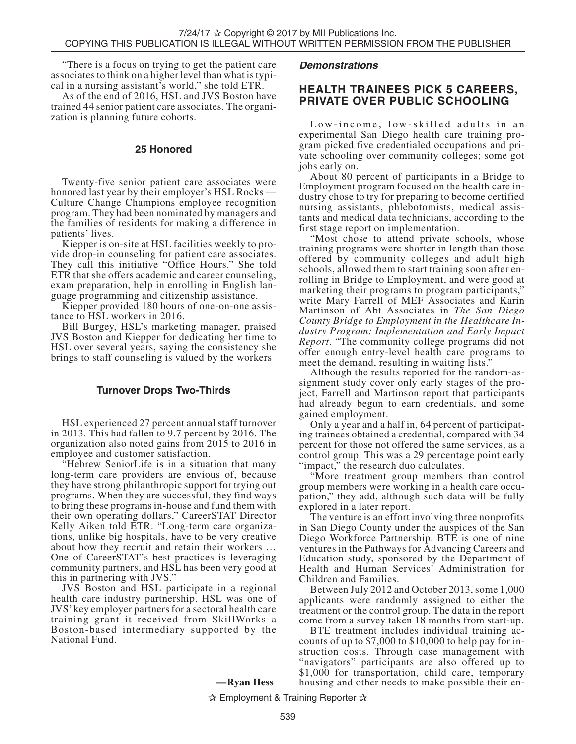"There is a focus on trying to get the patient care associates to think on a higher level than what is typical in a nursing assistant's world," she told ETR.

As of the end of 2016, HSL and JVS Boston have trained 44 senior patient care associates. The organization is planning future cohorts.

### 25 Honored

Twenty-five senior patient care associates were honored last year by their employer's HSL Rocks — Culture Change Champions employee recognition program. They had been nominated by managers and the families of residents for making a difference in patients' lives.

Kiepper is on-site at HSL facilities weekly to provide drop-in counseling for patient care associates. They call this initiative "Office Hours." She told ETR that she offers academic and career counseling, exam preparation, help in enrolling in English language programming and citizenship assistance.

Kiepper provided 180 hours of one-on-one assistance to HSL workers in 2016.

Bill Burgey, HSL's marketing manager, praised JVS Boston and Kiepper for dedicating her time to HSL over several years, saying the consistency she brings to staff counseling is valued by the workers

### Turnover Drops Two-Thirds

HSL experienced 27 percent annual staff turnover in 2013. This had fallen to 9.7 percent by 2016. The organization also noted gains from 2015 to 2016 in employee and customer satisfaction.

"Hebrew SeniorLife is in a situation that many long-term care providers are envious of, because they have strong philanthropic support for trying out programs. When they are successful, they find ways to bring these programs in-house and fund them with their own operating dollars," CareerSTAT Director Kelly Aiken told ETR. "Long-term care organizations, unlike big hospitals, have to be very creative about how they recruit and retain their workers … One of CareerSTAT's best practices is leveraging community partners, and HSL has been very good at this in partnering with JVS."

JVS Boston and HSL participate in a regional health care industry partnership. HSL was one of JVS' key employer partners for a sectoral health care training grant it received from SkillWorks a Boston-based intermediary supported by the National Fund.

**—Ryan Hess**

***Demonstrations***

## HEALTH TRAINEES PICK 5 CAREERS, PRIVATE OVER PUBLIC SCHOOLING

Low-income, low-skilled adults in an experimental San Diego health care training program picked five credentialed occupations and private schooling over community colleges; some got jobs early on.

About 80 percent of participants in a Bridge to Employment program focused on the health care industry chose to try for preparing to become certified nursing assistants, phlebotomists, medical assistants and medical data technicians, according to the first stage report on implementation.

"Most chose to attend private schools, whose training programs were shorter in length than those offered by community colleges and adult high schools, allowed them to start training soon after enrolling in Bridge to Employment, and were good at marketing their programs to program participants," write Mary Farrell of MEF Associates and Karin Martinson of Abt Associates in *The San Diego County Bridge to Employment in the Healthcare Industry Program: Implementation and Early Impact Report*. "The community college programs did not offer enough entry-level health care programs to meet the demand, resulting in waiting lists."

Although the results reported for the random-assignment study cover only early stages of the project, Farrell and Martinson report that participants had already begun to earn credentials, and some gained employment.

Only a year and a half in, 64 percent of participating trainees obtained a credential, compared with 34 percent for those not offered the same services, as a control group. This was a 29 percentage point early "impact," the research duo calculates.

"More treatment group members than control group members were working in a health care occupation," they add, although such data will be fully explored in a later report.

The venture is an effort involving three nonprofits in San Diego County under the auspices of the San Diego Workforce Partnership. BTE is one of nine ventures in the Pathways for Advancing Careers and Education study, sponsored by the Department of Health and Human Services' Administration for Children and Families.

Between July 2012 and October 2013, some 1,000 applicants were randomly assigned to either the treatment or the control group. The data in the report come from a survey taken 18 months from start-up.

BTE treatment includes individual training accounts of up to $7,000 to $10,000 to help pay for instruction costs. Through case management with "navigators" participants are also offered up to $1,000 for transportation, child care, temporary housing and other needs to make possible their en-